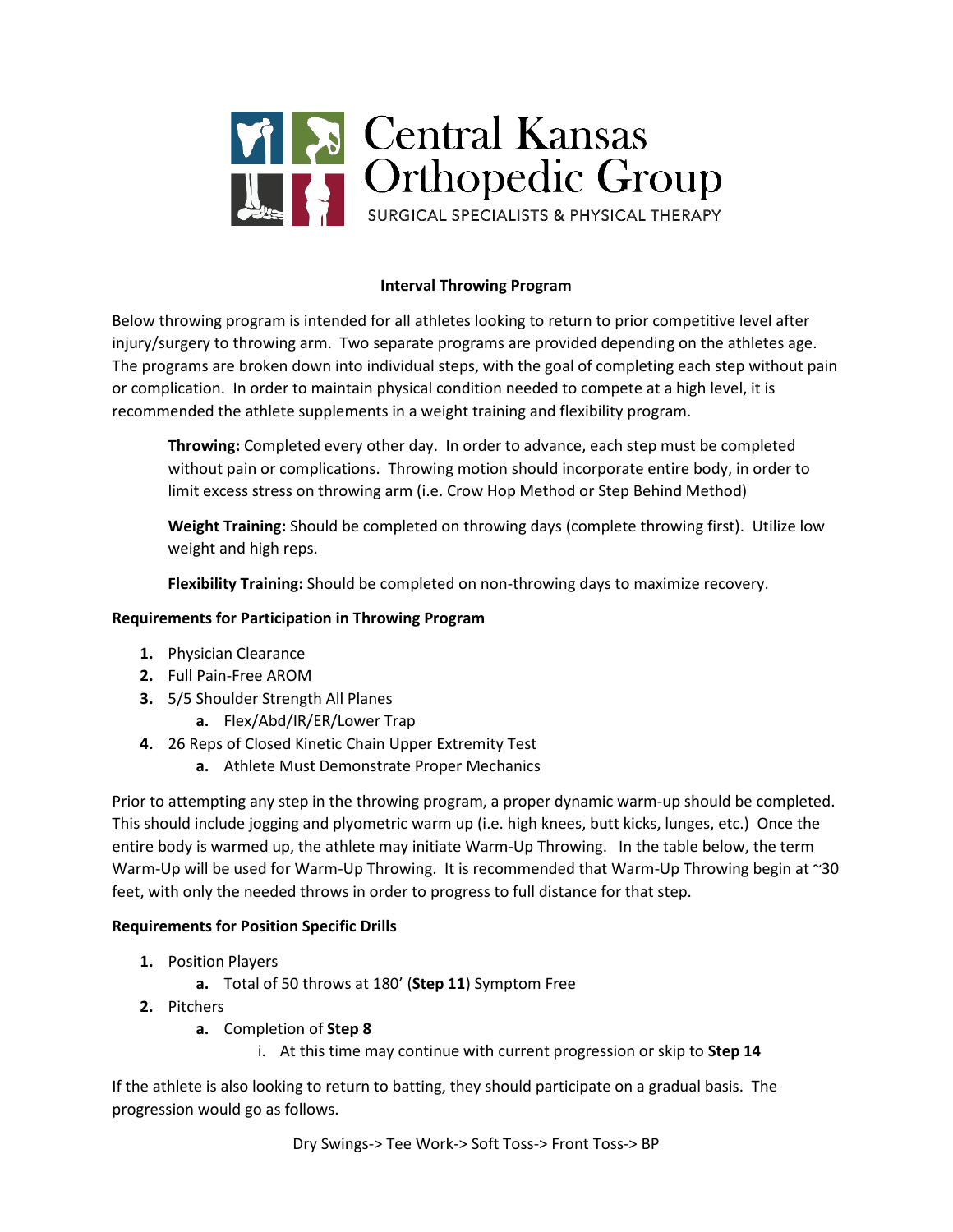# Central Kansas Orthopedic Group

SURGICAL SPECIALISTS & PHYSICAL THERAPY

## Interval Throwing Program

Below throwing program is intended for all athletes looking to return to prior competitive level after injury/surgery to throwing arm. Two separate programs are provided depending on the athletes age. The programs are broken down into individual steps, with the goal of completing each step without pain or complication. In order to maintain physical condition needed to compete at a high level, it is recommended the athlete supplements in a weight training and flexibility program.

> **Throwing:** Completed every other day. In order to advance, each step must be completed without pain or complications. Throwing motion should incorporate entire body, in order to limit excess stress on throwing arm (i.e. Crow Hop Method or Step Behind Method)
>
> **Weight Training:** Should be completed on throwing days (complete throwing first). Utilize low weight and high reps.
>
> **Flexibility Training:** Should be completed on non-throwing days to maximize recovery.

### Requirements for Participation in Throwing Program

1. Physician Clearance
2. Full Pain-Free AROM
3. 5/5 Shoulder Strength All Planes
   a. Flex/Abd/IR/ER/Lower Trap
4. 26 Reps of Closed Kinetic Chain Upper Extremity Test
   a. Athlete Must Demonstrate Proper Mechanics

Prior to attempting any step in the throwing program, a proper dynamic warm-up should be completed. This should include jogging and plyometric warm up (i.e. high knees, butt kicks, lunges, etc.) Once the entire body is warmed up, the athlete may initiate Warm-Up Throwing. In the table below, the term Warm-Up will be used for Warm-Up Throwing. It is recommended that Warm-Up Throwing begin at ~30 feet, with only the needed throws in order to progress to full distance for that step.

### Requirements for Position Specific Drills

1. Position Players
   a. Total of 50 throws at 180’ (**Step 11**) Symptom Free
2. Pitchers
   a. Completion of **Step 8**
      i. At this time may continue with current progression or skip to **Step 14**

If the athlete is also looking to return to batting, they should participate on a gradual basis. The progression would go as follows.

Dry Swings-> Tee Work-> Soft Toss-> Front Toss-> BP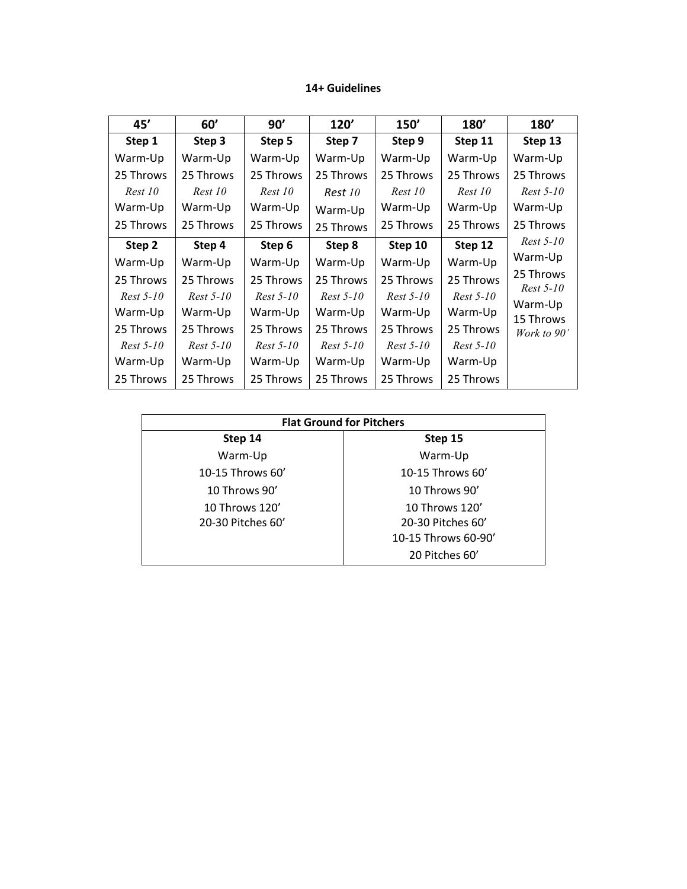**14+ Guidelines**

| 45' | 60' | 90' | 120' | 150' | 180' | 180' |
|---|---|---|---|---|---|---|
| **Step 1** | **Step 3** | **Step 5** | **Step 7** | **Step 9** | **Step 11** | **Step 13** |
| Warm-Up | Warm-Up | Warm-Up | Warm-Up | Warm-Up | Warm-Up | Warm-Up |
| 25 Throws | 25 Throws | 25 Throws | 25 Throws | 25 Throws | 25 Throws | 25 Throws |
| *Rest 10* | *Rest 10* | *Rest 10* | *Rest 10* | *Rest 10* | *Rest 10* | *Rest 5-10* |
| Warm-Up | Warm-Up | Warm-Up | Warm-Up | Warm-Up | Warm-Up | Warm-Up |
| 25 Throws | 25 Throws | 25 Throws | 25 Throws | 25 Throws | 25 Throws | 25 Throws |
| **Step 2** | **Step 4** | **Step 6** | **Step 8** | **Step 10** | **Step 12** | *Rest 5-10* |
| Warm-Up | Warm-Up | Warm-Up | Warm-Up | Warm-Up | Warm-Up | Warm-Up |
| 25 Throws | 25 Throws | 25 Throws | 25 Throws | 25 Throws | 25 Throws | 25 Throws |
| *Rest 5-10* | *Rest 5-10* | *Rest 5-10* | *Rest 5-10* | *Rest 5-10* | *Rest 5-10* | *Rest 5-10* |
| Warm-Up | Warm-Up | Warm-Up | Warm-Up | Warm-Up | Warm-Up | Warm-Up |
| 25 Throws | 25 Throws | 25 Throws | 25 Throws | 25 Throws | 25 Throws | 15 Throws |
| *Rest 5-10* | *Rest 5-10* | *Rest 5-10* | *Rest 5-10* | *Rest 5-10* | *Rest 5-10* | *Work to 90'* |
| Warm-Up | Warm-Up | Warm-Up | Warm-Up | Warm-Up | Warm-Up | |
| 25 Throws | 25 Throws | 25 Throws | 25 Throws | 25 Throws | 25 Throws | |

| **Flat Ground for Pitchers** | |
|---|---|
| **Step 14** | **Step 15** |
| Warm-Up | Warm-Up |
| 10-15 Throws 60' | 10-15 Throws 60' |
| 10 Throws 90' | 10 Throws 90' |
| 10 Throws 120' | 10 Throws 120' |
| 20-30 Pitches 60' | 20-30 Pitches 60' |
| | 10-15 Throws 60-90' |
| | 20 Pitches 60' |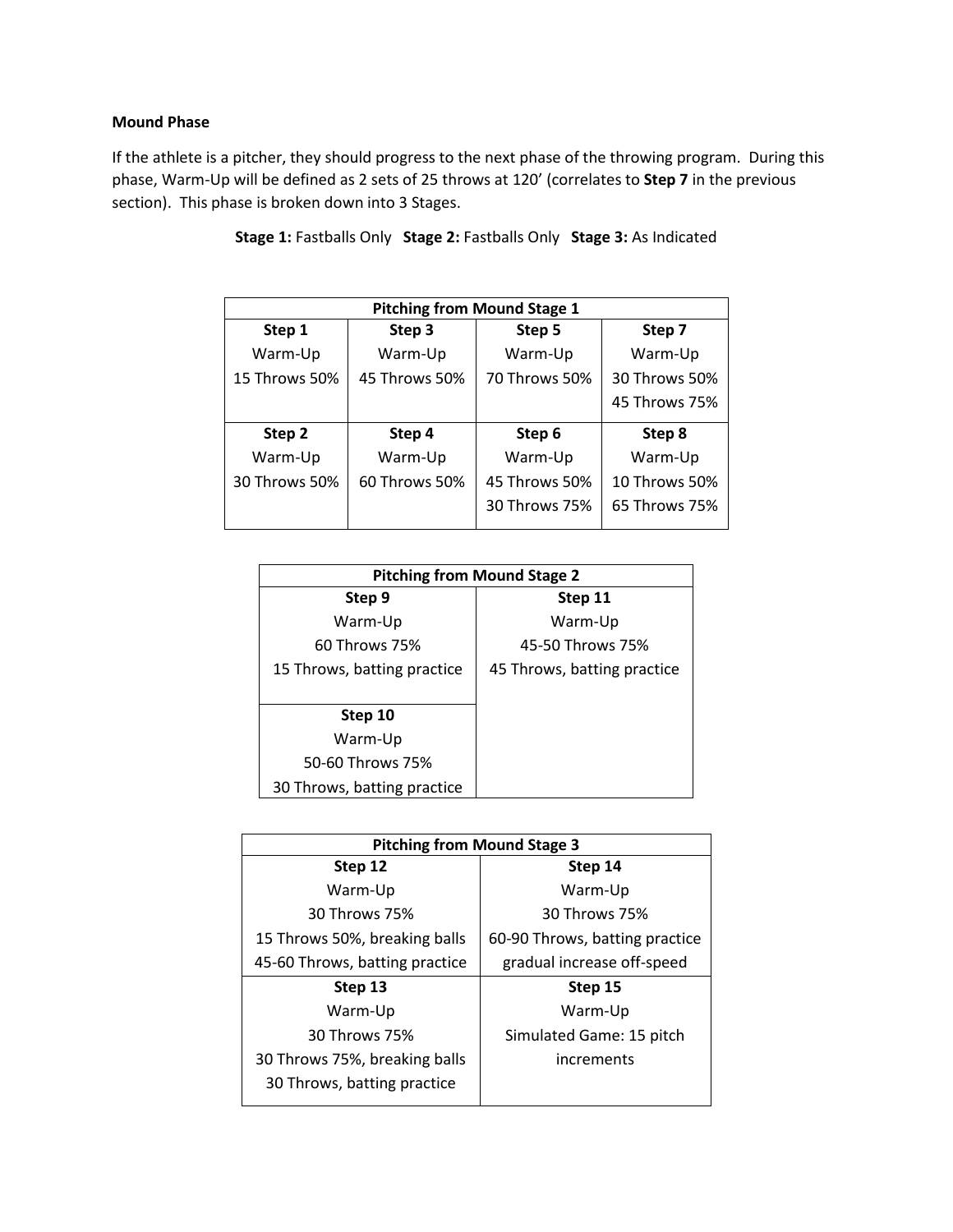**Mound Phase**

If the athlete is a pitcher, they should progress to the next phase of the throwing program. During this phase, Warm-Up will be defined as 2 sets of 25 throws at 120' (correlates to **Step 7** in the previous section). This phase is broken down into 3 Stages.

**Stage 1:** Fastballs Only **Stage 2:** Fastballs Only **Stage 3:** As Indicated

| Pitching from Mound Stage 1 | | | |
|---|---|---|---|
| **Step 1** | **Step 3** | **Step 5** | **Step 7** |
| Warm-Up<br>15 Throws 50% | Warm-Up<br>45 Throws 50% | Warm-Up<br>70 Throws 50% | Warm-Up<br>30 Throws 50%<br>45 Throws 75% |
| **Step 2** | **Step 4** | **Step 6** | **Step 8** |
| Warm-Up<br>30 Throws 50% | Warm-Up<br>60 Throws 50% | Warm-Up<br>45 Throws 50%<br>30 Throws 75% | Warm-Up<br>10 Throws 50%<br>65 Throws 75% |

| Pitching from Mound Stage 2 | |
|---|---|
| **Step 9** | **Step 11** |
| Warm-Up<br>60 Throws 75%<br>15 Throws, batting practice | Warm-Up<br>45-50 Throws 75%<br>45 Throws, batting practice |
| **Step 10** | |
| Warm-Up<br>50-60 Throws 75%<br>30 Throws, batting practice | |

| Pitching from Mound Stage 3 | |
|---|---|
| **Step 12** | **Step 14** |
| Warm-Up<br>30 Throws 75%<br>15 Throws 50%, breaking balls<br>45-60 Throws, batting practice | Warm-Up<br>30 Throws 75%<br>60-90 Throws, batting practice<br>gradual increase off-speed |
| **Step 13** | **Step 15** |
| Warm-Up<br>30 Throws 75%<br>30 Throws 75%, breaking balls<br>30 Throws, batting practice | Warm-Up<br>Simulated Game: 15 pitch increments |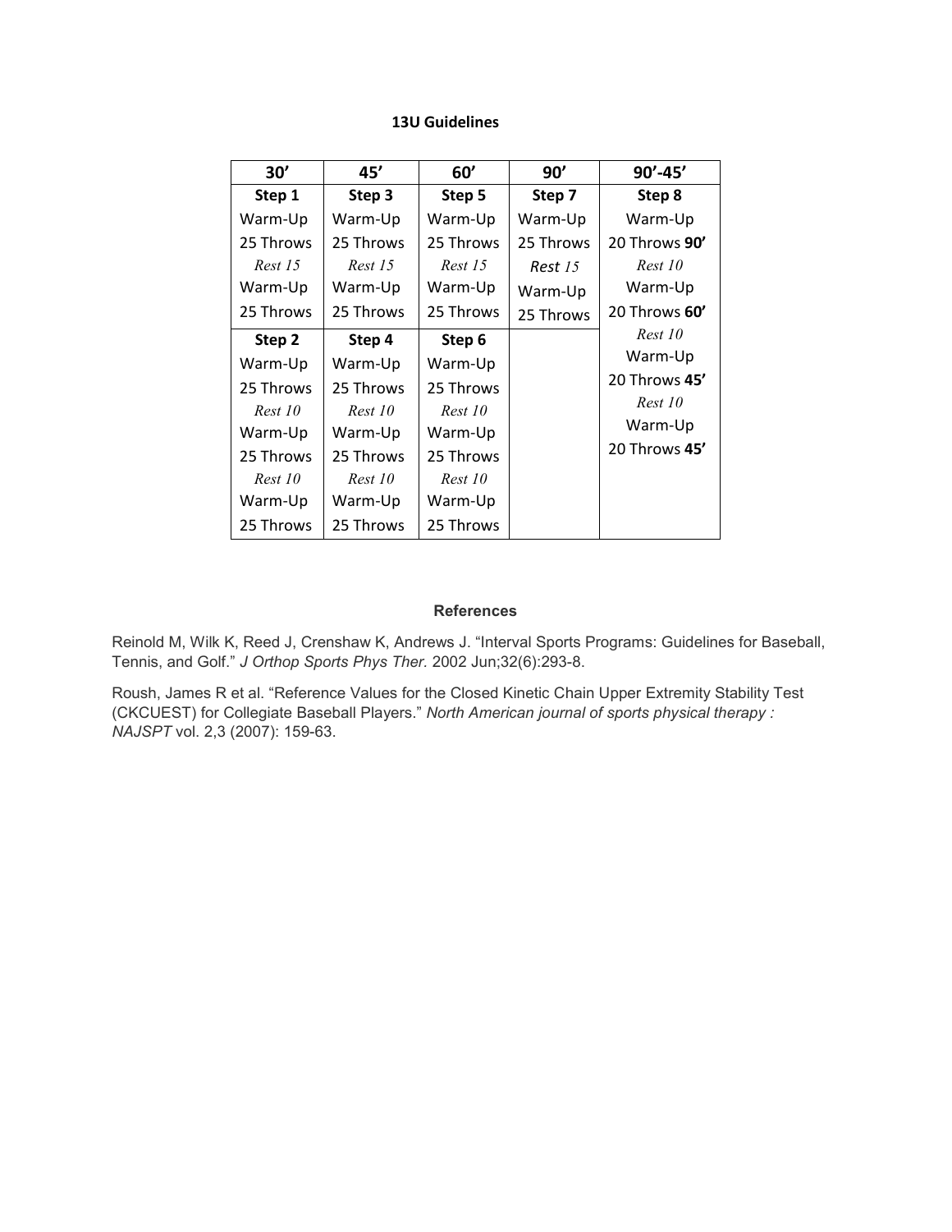**13U Guidelines**

| 30' | 45' | 60' | 90' | 90'-45' |
|---|---|---|---|---|
| **Step 1** | **Step 3** | **Step 5** | **Step 7** | **Step 8** |
| Warm-Up | Warm-Up | Warm-Up | Warm-Up | Warm-Up |
| 25 Throws | 25 Throws | 25 Throws | 25 Throws | 20 Throws **90'** |
| *Rest 15* | *Rest 15* | *Rest 15* | *Rest 15* | *Rest 10* |
| Warm-Up | Warm-Up | Warm-Up | Warm-Up | Warm-Up |
| 25 Throws | 25 Throws | 25 Throws | 25 Throws | 20 Throws **60'** |
| **Step 2** | **Step 4** | **Step 6** | | *Rest 10* |
| Warm-Up | Warm-Up | Warm-Up | | Warm-Up |
| 25 Throws | 25 Throws | 25 Throws | | 20 Throws **45'** |
| *Rest 10* | *Rest 10* | *Rest 10* | | *Rest 10* |
| Warm-Up | Warm-Up | Warm-Up | | Warm-Up |
| 25 Throws | 25 Throws | 25 Throws | | 20 Throws **45'** |
| *Rest 10* | *Rest 10* | *Rest 10* | | |
| Warm-Up | Warm-Up | Warm-Up | | |
| 25 Throws | 25 Throws | 25 Throws | | |

**References**

Reinold M, Wilk K, Reed J, Crenshaw K, Andrews J. "Interval Sports Programs: Guidelines for Baseball, Tennis, and Golf." *J Orthop Sports Phys Ther.* 2002 Jun;32(6):293-8.

Roush, James R et al. "Reference Values for the Closed Kinetic Chain Upper Extremity Stability Test (CKCUEST) for Collegiate Baseball Players." *North American journal of sports physical therapy : NAJSPT* vol. 2,3 (2007): 159-63.